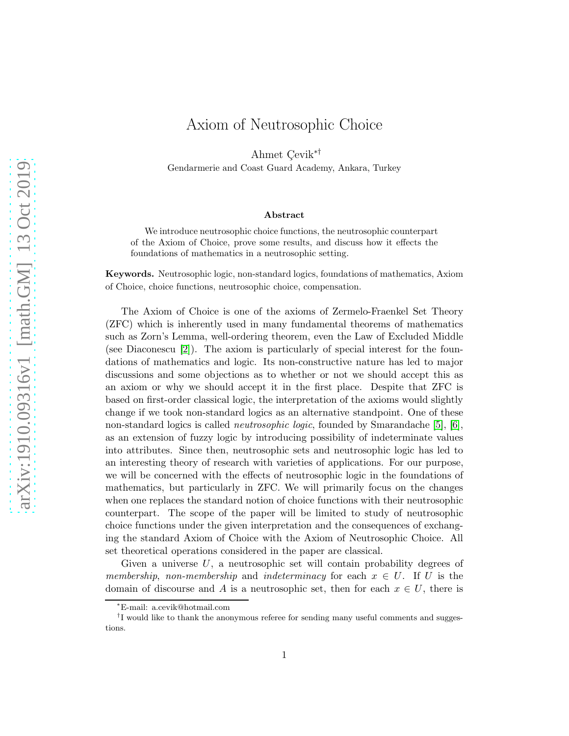# Axiom of Neutrosophic Choice

Ahmet Çevik[*][†]

Gendarmerie and Coast Guard Academy, Ankara, Turkey

### Abstract

We introduce neutrosophic choice functions, the neutrosophic counterpart of the Axiom of Choice, prove some results, and discuss how it effects the foundations of mathematics in a neutrosophic setting.

**Keywords.** Neutrosophic logic, non-standard logics, foundations of mathematics, Axiom of Choice, choice functions, neutrosophic choice, compensation.

The Axiom of Choice is one of the axioms of Zermelo-Fraenkel Set Theory (ZFC) which is inherently used in many fundamental theorems of mathematics such as Zorn's Lemma, well-ordering theorem, even the Law of Excluded Middle (see Diaconescu [2]). The axiom is particularly of special interest for the foundations of mathematics and logic. Its non-constructive nature has led to major discussions and some objections as to whether or not we should accept this as an axiom or why we should accept it in the first place. Despite that ZFC is based on first-order classical logic, the interpretation of the axioms would slightly change if we took non-standard logics as an alternative standpoint. One of these non-standard logics is called *neutrosophic logic*, founded by Smarandache [5], [6], as an extension of fuzzy logic by introducing possibility of indeterminate values into attributes. Since then, neutrosophic sets and neutrosophic logic has led to an interesting theory of research with varieties of applications. For our purpose, we will be concerned with the effects of neutrosophic logic in the foundations of mathematics, but particularly in ZFC. We will primarily focus on the changes when one replaces the standard notion of choice functions with their neutrosophic counterpart. The scope of the paper will be limited to study of neutrosophic choice functions under the given interpretation and the consequences of exchanging the standard Axiom of Choice with the Axiom of Neutrosophic Choice. All set theoretical operations considered in the paper are classical.

Given a universe $U$, a neutrosophic set will contain probability degrees of *membership*, *non-membership* and *indeterminacy* for each $x \in U$. If $U$ is the domain of discourse and $A$ is a neutrosophic set, then for each $x \in U$, there is

[*] E-mail: a.cevik@hotmail.com

[†] I would like to thank the anonymous referee for sending many useful comments and suggestions.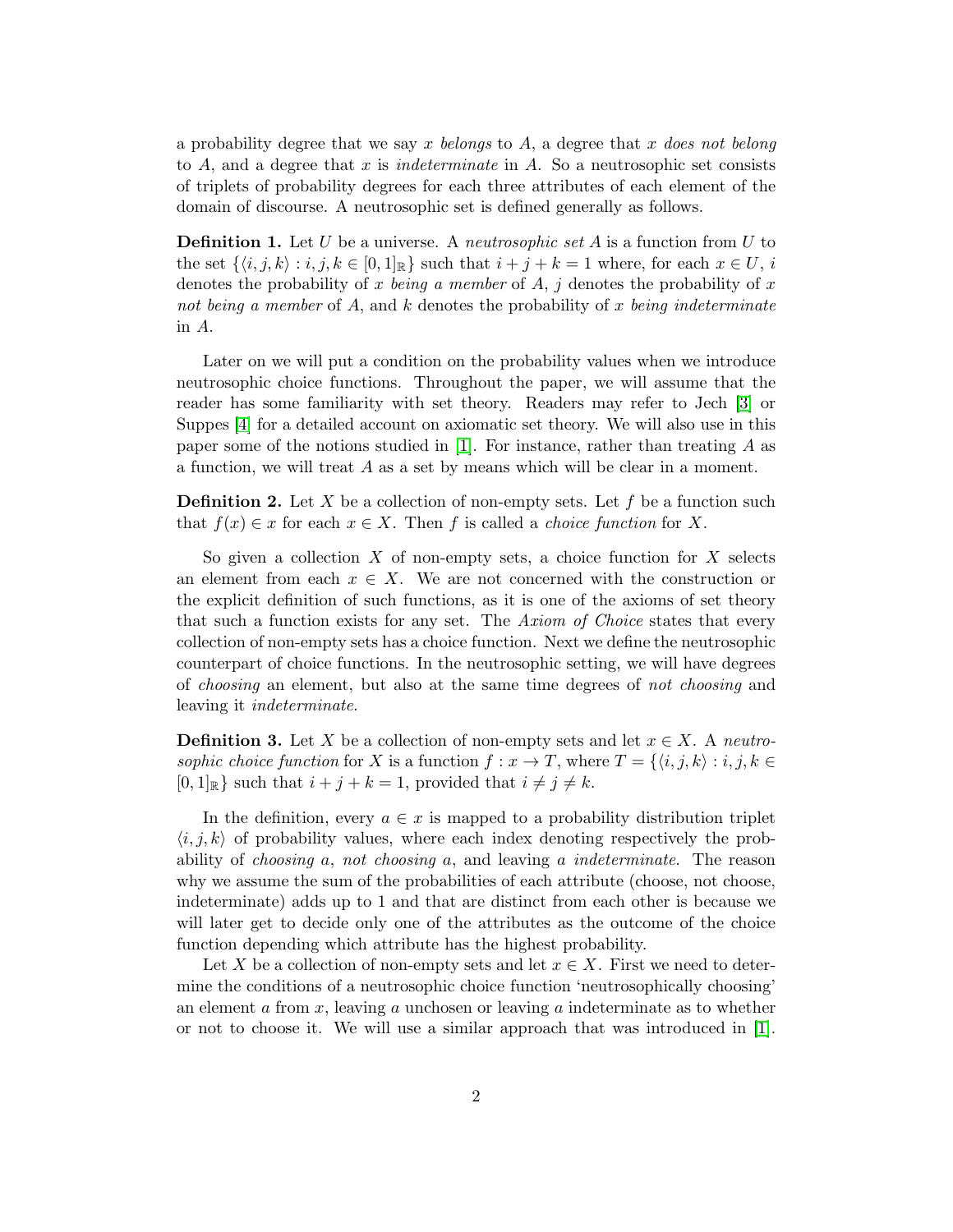a probability degree that we say $x$ *belongs* to $A$, a degree that $x$ *does not belong* to $A$, and a degree that $x$ is *indeterminate* in $A$. So a neutrosophic set consists of triplets of probability degrees for each three attributes of each element of the domain of discourse. A neutrosophic set is defined generally as follows.

**Definition 1.** Let $U$ be a universe. A *neutrosophic set* $A$ is a function from $U$ to the set $\{\langle i, j, k \rangle : i, j, k \in [0, 1]_{\mathbb{R}}\}$ such that $i + j + k = 1$ where, for each $x \in U$, $i$ denotes the probability of $x$ *being a member* of $A$, $j$ denotes the probability of $x$ *not being a member* of $A$, and $k$ denotes the probability of $x$ *being indeterminate* in $A$.

Later on we will put a condition on the probability values when we introduce neutrosophic choice functions. Throughout the paper, we will assume that the reader has some familiarity with set theory. Readers may refer to Jech [3] or Suppes [4] for a detailed account on axiomatic set theory. We will also use in this paper some of the notions studied in [1]. For instance, rather than treating $A$ as a function, we will treat $A$ as a set by means which will be clear in a moment.

**Definition 2.** Let $X$ be a collection of non-empty sets. Let $f$ be a function such that $f(x) \in x$ for each $x \in X$. Then $f$ is called a *choice function* for $X$.

So given a collection $X$ of non-empty sets, a choice function for $X$ selects an element from each $x \in X$. We are not concerned with the construction or the explicit definition of such functions, as it is one of the axioms of set theory that such a function exists for any set. The *Axiom of Choice* states that every collection of non-empty sets has a choice function. Next we define the neutrosophic counterpart of choice functions. In the neutrosophic setting, we will have degrees of *choosing* an element, but also at the same time degrees of *not choosing* and leaving it *indeterminate*.

**Definition 3.** Let $X$ be a collection of non-empty sets and let $x \in X$. A *neutrosophic choice function* for $X$ is a function $f : x \to T$, where $T = \{\langle i, j, k \rangle : i, j, k \in [0, 1]_{\mathbb{R}}\}$ such that $i + j + k = 1$, provided that $i \neq j \neq k$.

In the definition, every $a \in x$ is mapped to a probability distribution triplet $\langle i, j, k \rangle$ of probability values, where each index denoting respectively the probability of *choosing* $a$, *not choosing* $a$, and leaving $a$ *indeterminate*. The reason why we assume the sum of the probabilities of each attribute (choose, not choose, indeterminate) adds up to 1 and that are distinct from each other is because we will later get to decide only one of the attributes as the outcome of the choice function depending which attribute has the highest probability.

Let $X$ be a collection of non-empty sets and let $x \in X$. First we need to determine the conditions of a neutrosophic choice function 'neutrosophically choosing' an element $a$ from $x$, leaving $a$ unchosen or leaving $a$ indeterminate as to whether or not to choose it. We will use a similar approach that was introduced in [1].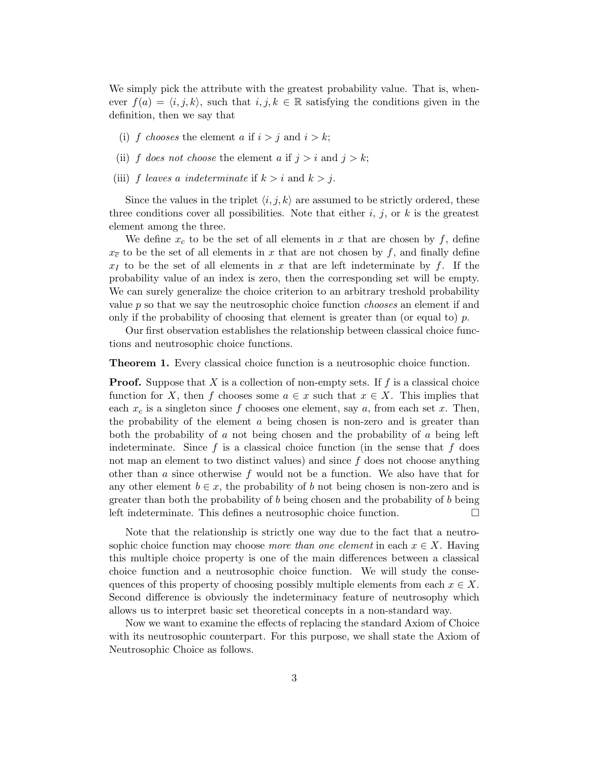We simply pick the attribute with the greatest probability value. That is, whenever $f(a) = \langle i, j, k \rangle$, such that $i, j, k \in \mathbb{R}$ satisfying the conditions given in the definition, then we say that

(i) $f$ *chooses* the element $a$ if $i > j$ and $i > k$;

(ii) $f$ *does not choose* the element $a$ if $j > i$ and $j > k$;

(iii) $f$ *leaves a indeterminate* if $k > i$ and $k > j$.

Since the values in the triplet $\langle i, j, k \rangle$ are assumed to be strictly ordered, these three conditions cover all possibilities. Note that either $i$, $j$, or $k$ is the greatest element among the three.

We define $x_c$ to be the set of all elements in $x$ that are chosen by $f$, define $x_{\overline{c}}$ to be the set of all elements in $x$ that are not chosen by $f$, and finally define $x_I$ to be the set of all elements in $x$ that are left indeterminate by $f$. If the probability value of an index is zero, then the corresponding set will be empty. We can surely generalize the choice criterion to an arbitrary treshold probability value $p$ so that we say the neutrosophic choice function *chooses* an element if and only if the probability of choosing that element is greater than (or equal to) $p$.

Our first observation establishes the relationship between classical choice functions and neutrosophic choice functions.

**Theorem 1.** Every classical choice function is a neutrosophic choice function.

**Proof.** Suppose that $X$ is a collection of non-empty sets. If $f$ is a classical choice function for $X$, then $f$ chooses some $a \in x$ such that $x \in X$. This implies that each $x_c$ is a singleton since $f$ chooses one element, say $a$, from each set $x$. Then, the probability of the element $a$ being chosen is non-zero and is greater than both the probability of $a$ not being chosen and the probability of $a$ being left indeterminate. Since $f$ is a classical choice function (in the sense that $f$ does not map an element to two distinct values) and since $f$ does not choose anything other than $a$ since otherwise $f$ would not be a function. We also have that for any other element $b \in x$, the probability of $b$ not being chosen is non-zero and is greater than both the probability of $b$ being chosen and the probability of $b$ being left indeterminate. This defines a neutrosophic choice function. $\square$

Note that the relationship is strictly one way due to the fact that a neutrosophic choice function may choose *more than one element* in each $x \in X$. Having this multiple choice property is one of the main differences between a classical choice function and a neutrosophic choice function. We will study the consequences of this property of choosing possibly multiple elements from each $x \in X$. Second difference is obviously the indeterminacy feature of neutrosophy which allows us to interpret basic set theoretical concepts in a non-standard way.

Now we want to examine the effects of replacing the standard Axiom of Choice with its neutrosophic counterpart. For this purpose, we shall state the Axiom of Neutrosophic Choice as follows.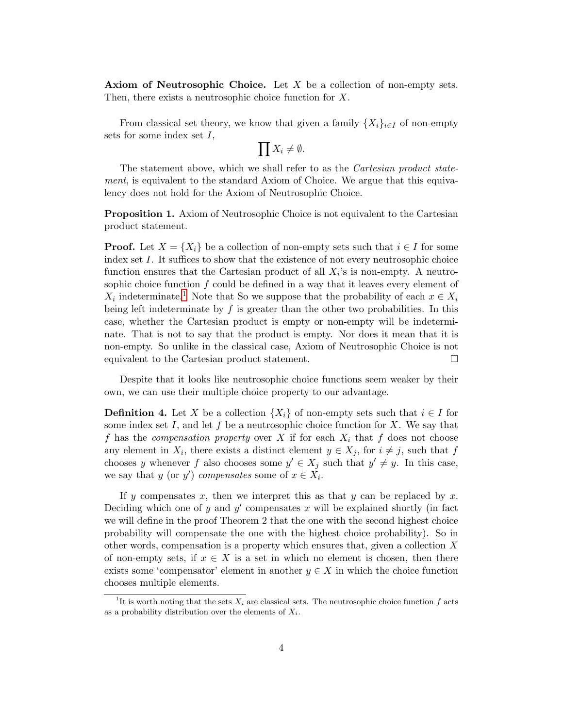**Axiom of Neutrosophic Choice.** Let $X$ be a collection of non-empty sets. Then, there exists a neutrosophic choice function for $X$.

From classical set theory, we know that given a family $\{X_i\}_{i \in I}$ of non-empty sets for some index set $I$,

$$\prod X_i \neq \emptyset.$$

The statement above, which we shall refer to as the *Cartesian product statement*, is equivalent to the standard Axiom of Choice. We argue that this equivalency does not hold for the Axiom of Neutrosophic Choice.

**Proposition 1.** Axiom of Neutrosophic Choice is not equivalent to the Cartesian product statement.

**Proof.** Let $X = \{X_i\}$ be a collection of non-empty sets such that $i \in I$ for some index set $I$. It suffices to show that the existence of not every neutrosophic choice function ensures that the Cartesian product of all $X_i$'s is non-empty. A neutrosophic choice function $f$ could be defined in a way that it leaves every element of $X_i$ indeterminate.[1] Note that So we suppose that the probability of each $x \in X_i$ being left indeterminate by $f$ is greater than the other two probabilities. In this case, whether the Cartesian product is empty or non-empty will be indeterminate. That is not to say that the product is empty. Nor does it mean that it is non-empty. So unlike in the classical case, Axiom of Neutrosophic Choice is not equivalent to the Cartesian product statement. □

Despite that it looks like neutrosophic choice functions seem weaker by their own, we can use their multiple choice property to our advantage.

**Definition 4.** Let $X$ be a collection $\{X_i\}$ of non-empty sets such that $i \in I$ for some index set $I$, and let $f$ be a neutrosophic choice function for $X$. We say that $f$ has the *compensation property* over $X$ if for each $X_i$ that $f$ does not choose any element in $X_i$, there exists a distinct element $y \in X_j$, for $i \neq j$, such that $f$ chooses $y$ whenever $f$ also chooses some $y' \in X_j$ such that $y' \neq y$. In this case, we say that $y$ (or $y'$) *compensates* some of $x \in X_i$.

If $y$ compensates $x$, then we interpret this as that $y$ can be replaced by $x$. Deciding which one of $y$ and $y'$ compensates $x$ will be explained shortly (in fact we will define in the proof Theorem 2 that the one with the second highest choice probability will compensate the one with the highest choice probability). So in other words, compensation is a property which ensures that, given a collection $X$ of non-empty sets, if $x \in X$ is a set in which no element is chosen, then there exists some 'compensator' element in another $y \in X$ in which the choice function chooses multiple elements.

[1] It is worth noting that the sets $X_i$ are classical sets. The neutrosophic choice function $f$ acts as a probability distribution over the elements of $X_i$.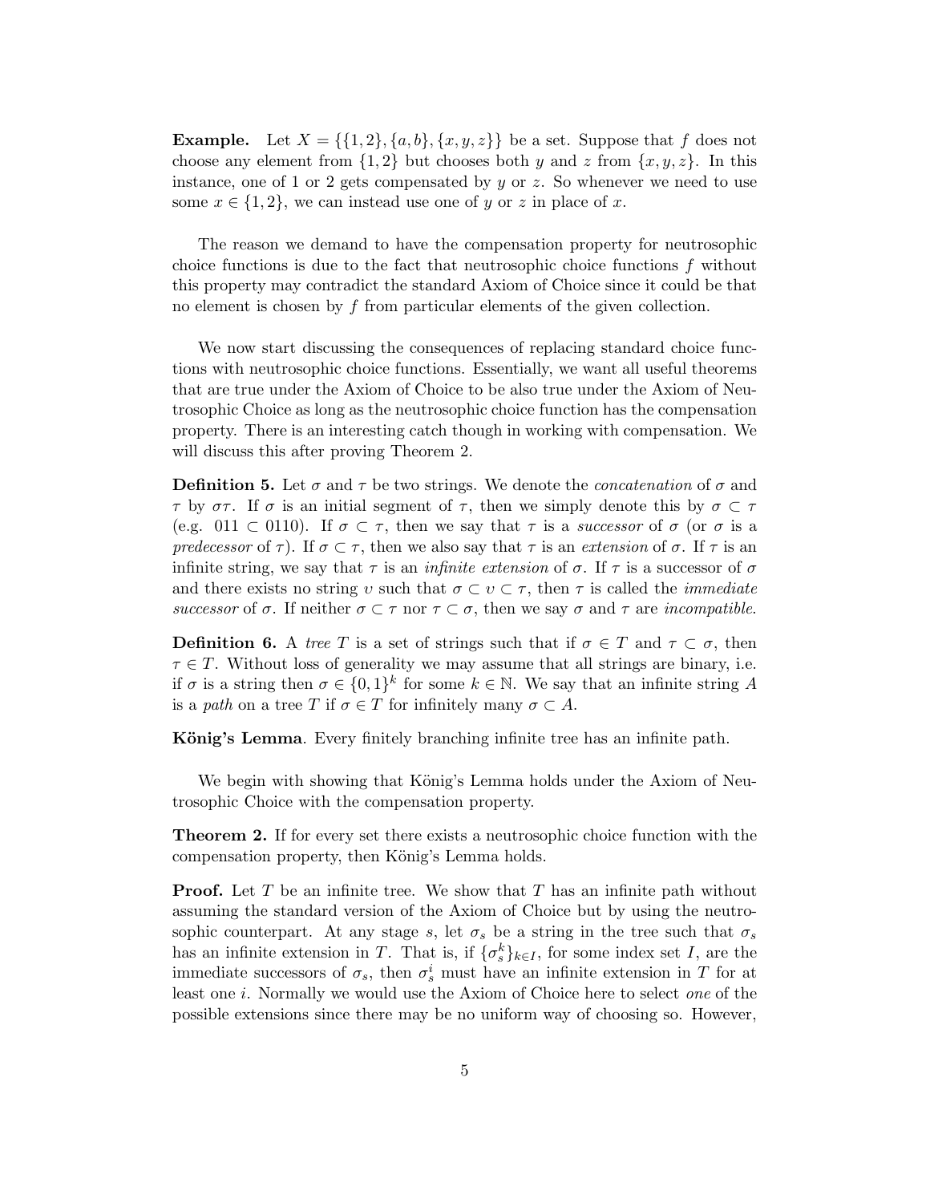**Example.** Let $X = \{\{1,2\},\{a,b\},\{x,y,z\}\}$ be a set. Suppose that $f$ does not choose any element from $\{1,2\}$ but chooses both $y$ and $z$ from $\{x,y,z\}$. In this instance, one of 1 or 2 gets compensated by $y$ or $z$. So whenever we need to use some $x \in \{1,2\}$, we can instead use one of $y$ or $z$ in place of $x$.

The reason we demand to have the compensation property for neutrosophic choice functions is due to the fact that neutrosophic choice functions $f$ without this property may contradict the standard Axiom of Choice since it could be that no element is chosen by $f$ from particular elements of the given collection.

We now start discussing the consequences of replacing standard choice functions with neutrosophic choice functions. Essentially, we want all useful theorems that are true under the Axiom of Choice to be also true under the Axiom of Neutrosophic Choice as long as the neutrosophic choice function has the compensation property. There is an interesting catch though in working with compensation. We will discuss this after proving Theorem 2.

**Definition 5.** Let $\sigma$ and $\tau$ be two strings. We denote the *concatenation* of $\sigma$ and $\tau$ by $\sigma\tau$. If $\sigma$ is an initial segment of $\tau$, then we simply denote this by $\sigma \subset \tau$ (e.g. $011 \subset 0110$). If $\sigma \subset \tau$, then we say that $\tau$ is a *successor* of $\sigma$ (or $\sigma$ is a *predecessor* of $\tau$). If $\sigma \subset \tau$, then we also say that $\tau$ is an *extension* of $\sigma$. If $\tau$ is an infinite string, we say that $\tau$ is an *infinite extension* of $\sigma$. If $\tau$ is a successor of $\sigma$ and there exists no string $\upsilon$ such that $\sigma \subset \upsilon \subset \tau$, then $\tau$ is called the *immediate successor* of $\sigma$. If neither $\sigma \subset \tau$ nor $\tau \subset \sigma$, then we say $\sigma$ and $\tau$ are *incompatible*.

**Definition 6.** A *tree* $T$ is a set of strings such that if $\sigma \in T$ and $\tau \subset \sigma$, then $\tau \in T$. Without loss of generality we may assume that all strings are binary, i.e. if $\sigma$ is a string then $\sigma \in \{0,1\}^k$ for some $k \in \mathbb{N}$. We say that an infinite string $A$ is a *path* on a tree $T$ if $\sigma \in T$ for infinitely many $\sigma \subset A$.

**König's Lemma**. Every finitely branching infinite tree has an infinite path.

We begin with showing that König's Lemma holds under the Axiom of Neutrosophic Choice with the compensation property.

**Theorem 2.** If for every set there exists a neutrosophic choice function with the compensation property, then König's Lemma holds.

**Proof.** Let $T$ be an infinite tree. We show that $T$ has an infinite path without assuming the standard version of the Axiom of Choice but by using the neutrosophic counterpart. At any stage $s$, let $\sigma_s$ be a string in the tree such that $\sigma_s$ has an infinite extension in $T$. That is, if $\{\sigma_s^k\}_{k\in I}$, for some index set $I$, are the immediate successors of $\sigma_s$, then $\sigma_s^i$ must have an infinite extension in $T$ for at least one $i$. Normally we would use the Axiom of Choice here to select *one* of the possible extensions since there may be no uniform way of choosing so. However,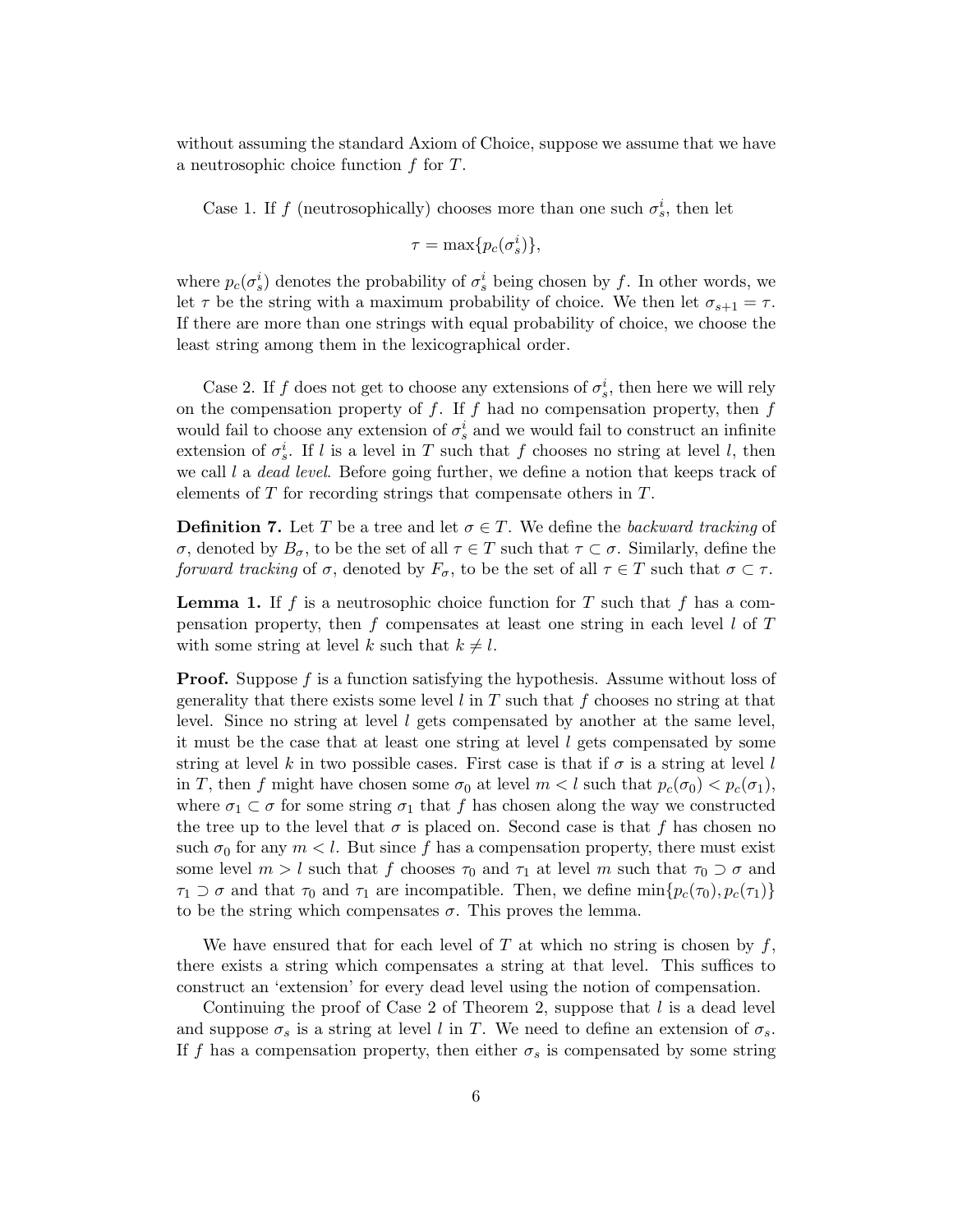without assuming the standard Axiom of Choice, suppose we assume that we have a neutrosophic choice function $f$ for $T$.

Case 1. If $f$ (neutrosophically) chooses more than one such $\sigma_s^i$, then let

$$\tau = \max\{p_c(\sigma_s^i)\},$$

where $p_c(\sigma_s^i)$ denotes the probability of $\sigma_s^i$ being chosen by $f$. In other words, we let $\tau$ be the string with a maximum probability of choice. We then let $\sigma_{s+1} = \tau$. If there are more than one strings with equal probability of choice, we choose the least string among them in the lexicographical order.

Case 2. If $f$ does not get to choose any extensions of $\sigma_s^i$, then here we will rely on the compensation property of $f$. If $f$ had no compensation property, then $f$ would fail to choose any extension of $\sigma_s^i$ and we would fail to construct an infinite extension of $\sigma_s^i$. If $l$ is a level in $T$ such that $f$ chooses no string at level $l$, then we call $l$ a *dead level*. Before going further, we define a notion that keeps track of elements of $T$ for recording strings that compensate others in $T$.

**Definition 7.** Let $T$ be a tree and let $\sigma \in T$. We define the *backward tracking* of $\sigma$, denoted by $B_\sigma$, to be the set of all $\tau \in T$ such that $\tau \subset \sigma$. Similarly, define the *forward tracking* of $\sigma$, denoted by $F_\sigma$, to be the set of all $\tau \in T$ such that $\sigma \subset \tau$.

**Lemma 1.** If $f$ is a neutrosophic choice function for $T$ such that $f$ has a compensation property, then $f$ compensates at least one string in each level $l$ of $T$ with some string at level $k$ such that $k \neq l$.

**Proof.** Suppose $f$ is a function satisfying the hypothesis. Assume without loss of generality that there exists some level $l$ in $T$ such that $f$ chooses no string at that level. Since no string at level $l$ gets compensated by another at the same level, it must be the case that at least one string at level $l$ gets compensated by some string at level $k$ in two possible cases. First case is that if $\sigma$ is a string at level $l$ in $T$, then $f$ might have chosen some $\sigma_0$ at level $m < l$ such that $p_c(\sigma_0) < p_c(\sigma_1)$, where $\sigma_1 \subset \sigma$ for some string $\sigma_1$ that $f$ has chosen along the way we constructed the tree up to the level that $\sigma$ is placed on. Second case is that $f$ has chosen no such $\sigma_0$ for any $m < l$. But since $f$ has a compensation property, there must exist some level $m > l$ such that $f$ chooses $\tau_0$ and $\tau_1$ at level $m$ such that $\tau_0 \supset \sigma$ and $\tau_1 \supset \sigma$ and that $\tau_0$ and $\tau_1$ are incompatible. Then, we define $\min\{p_c(\tau_0), p_c(\tau_1)\}$ to be the string which compensates $\sigma$. This proves the lemma.

We have ensured that for each level of $T$ at which no string is chosen by $f$, there exists a string which compensates a string at that level. This suffices to construct an 'extension' for every dead level using the notion of compensation.

Continuing the proof of Case 2 of Theorem 2, suppose that $l$ is a dead level and suppose $\sigma_s$ is a string at level $l$ in $T$. We need to define an extension of $\sigma_s$. If $f$ has a compensation property, then either $\sigma_s$ is compensated by some string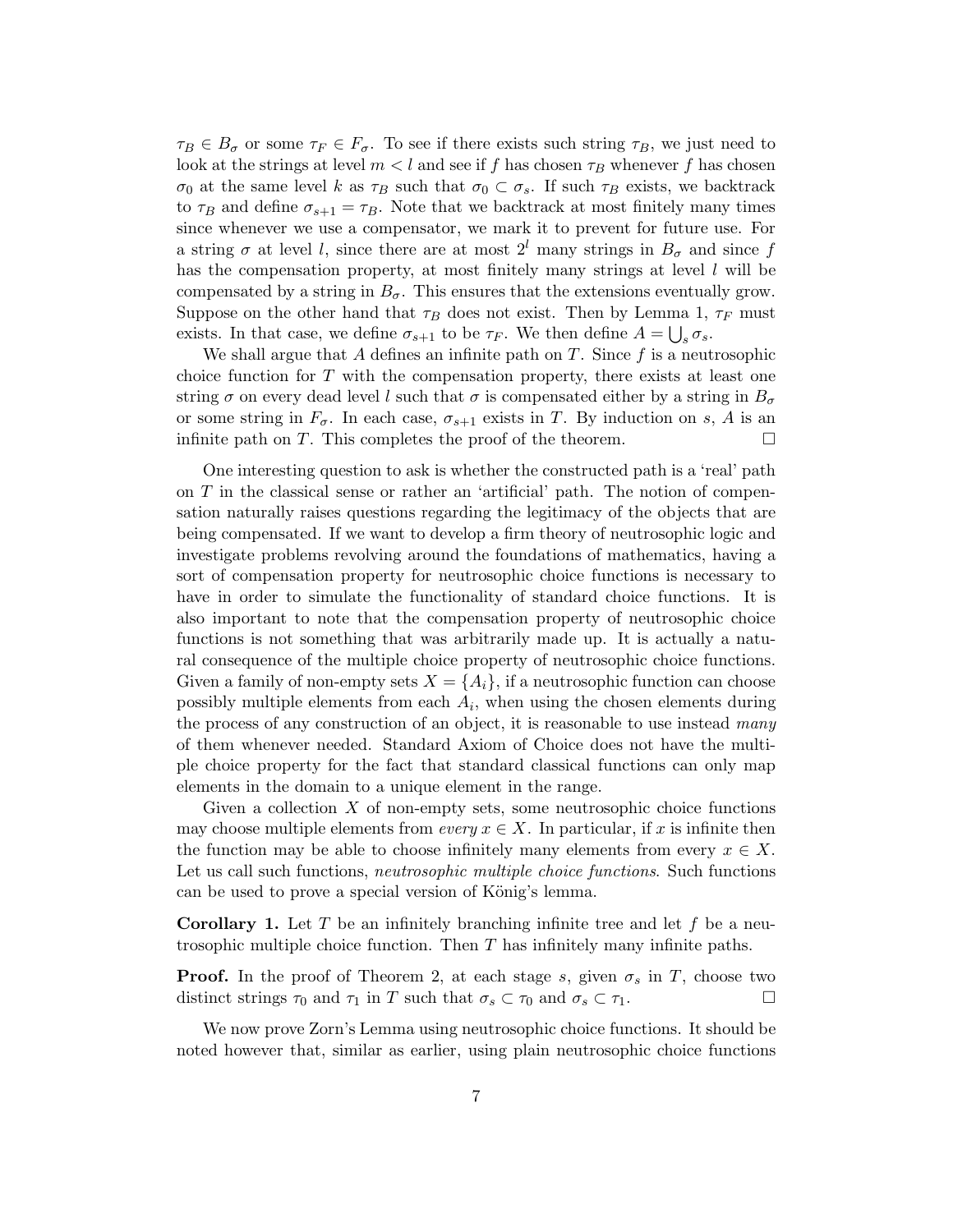$\tau_B \in B_\sigma$ or some $\tau_F \in F_\sigma$. To see if there exists such string $\tau_B$, we just need to look at the strings at level $m < l$ and see if $f$ has chosen $\tau_B$ whenever $f$ has chosen $\sigma_0$ at the same level $k$ as $\tau_B$ such that $\sigma_0 \subset \sigma_s$. If such $\tau_B$ exists, we backtrack to $\tau_B$ and define $\sigma_{s+1} = \tau_B$. Note that we backtrack at most finitely many times since whenever we use a compensator, we mark it to prevent for future use. For a string $\sigma$ at level $l$, since there are at most $2^l$ many strings in $B_\sigma$ and since $f$ has the compensation property, at most finitely many strings at level $l$ will be compensated by a string in $B_\sigma$. This ensures that the extensions eventually grow. Suppose on the other hand that $\tau_B$ does not exist. Then by Lemma 1, $\tau_F$ must exists. In that case, we define $\sigma_{s+1}$ to be $\tau_F$. We then define $A = \bigcup_s \sigma_s$.

We shall argue that $A$ defines an infinite path on $T$. Since $f$ is a neutrosophic choice function for $T$ with the compensation property, there exists at least one string $\sigma$ on every dead level $l$ such that $\sigma$ is compensated either by a string in $B_\sigma$ or some string in $F_\sigma$. In each case, $\sigma_{s+1}$ exists in $T$. By induction on $s$, $A$ is an infinite path on $T$. This completes the proof of the theorem. □

One interesting question to ask is whether the constructed path is a 'real' path on $T$ in the classical sense or rather an 'artificial' path. The notion of compensation naturally raises questions regarding the legitimacy of the objects that are being compensated. If we want to develop a firm theory of neutrosophic logic and investigate problems revolving around the foundations of mathematics, having a sort of compensation property for neutrosophic choice functions is necessary to have in order to simulate the functionality of standard choice functions. It is also important to note that the compensation property of neutrosophic choice functions is not something that was arbitrarily made up. It is actually a natural consequence of the multiple choice property of neutrosophic choice functions. Given a family of non-empty sets $X = \{A_i\}$, if a neutrosophic function can choose possibly multiple elements from each $A_i$, when using the chosen elements during the process of any construction of an object, it is reasonable to use instead *many* of them whenever needed. Standard Axiom of Choice does not have the multiple choice property for the fact that standard classical functions can only map elements in the domain to a unique element in the range.

Given a collection $X$ of non-empty sets, some neutrosophic choice functions may choose multiple elements from *every* $x \in X$. In particular, if $x$ is infinite then the function may be able to choose infinitely many elements from every $x \in X$. Let us call such functions, *neutrosophic multiple choice functions*. Such functions can be used to prove a special version of König's lemma.

**Corollary 1.** Let $T$ be an infinitely branching infinite tree and let $f$ be a neutrosophic multiple choice function. Then $T$ has infinitely many infinite paths.

**Proof.** In the proof of Theorem 2, at each stage $s$, given $\sigma_s$ in $T$, choose two distinct strings $\tau_0$ and $\tau_1$ in $T$ such that $\sigma_s \subset \tau_0$ and $\sigma_s \subset \tau_1$. □

We now prove Zorn's Lemma using neutrosophic choice functions. It should be noted however that, similar as earlier, using plain neutrosophic choice functions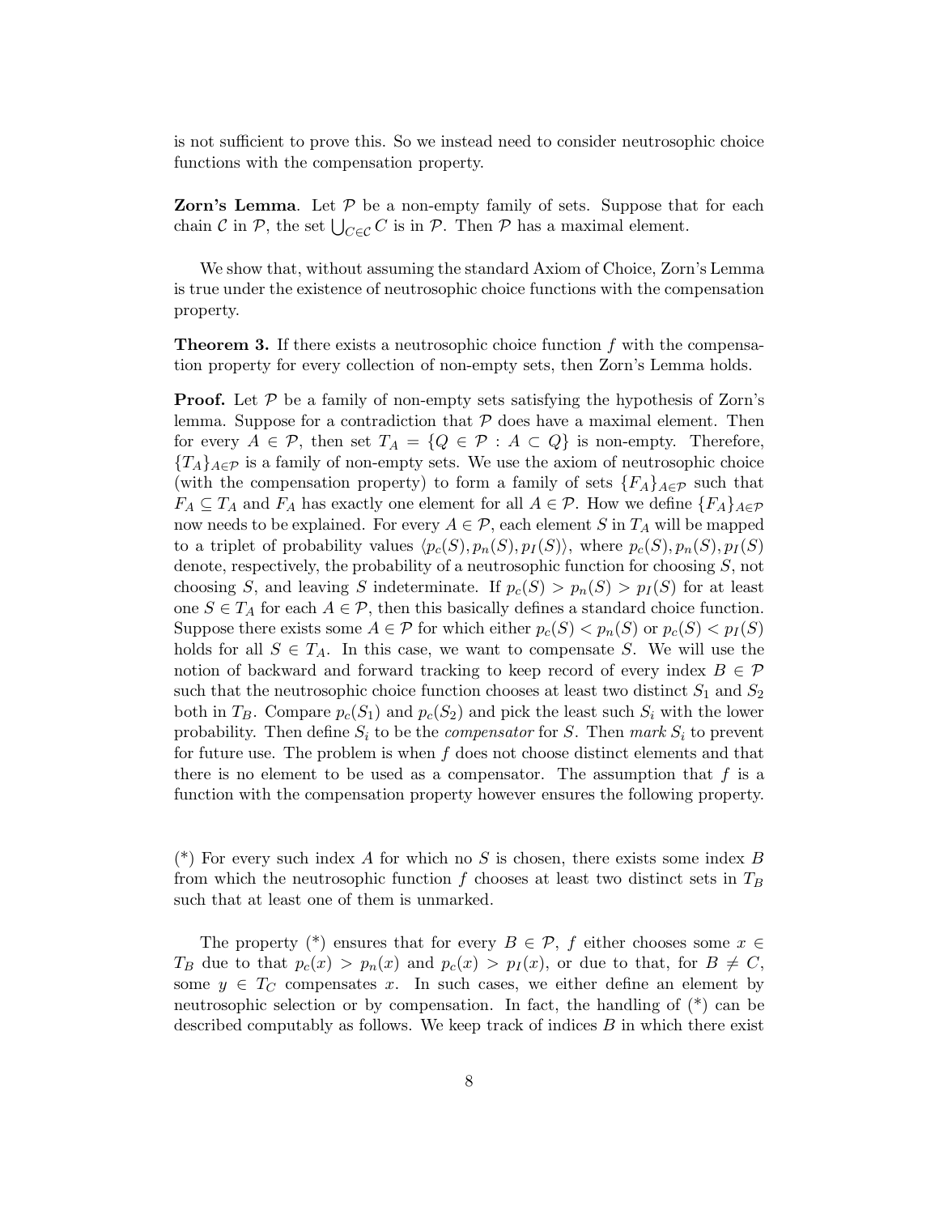is not sufficient to prove this. So we instead need to consider neutrosophic choice functions with the compensation property.

**Zorn's Lemma**. Let $\mathcal{P}$ be a non-empty family of sets. Suppose that for each chain $\mathcal{C}$ in $\mathcal{P}$, the set $\bigcup_{C \in \mathcal{C}} C$ is in $\mathcal{P}$. Then $\mathcal{P}$ has a maximal element.

We show that, without assuming the standard Axiom of Choice, Zorn's Lemma is true under the existence of neutrosophic choice functions with the compensation property.

**Theorem 3.** If there exists a neutrosophic choice function $f$ with the compensation property for every collection of non-empty sets, then Zorn's Lemma holds.

**Proof.** Let $\mathcal{P}$ be a family of non-empty sets satisfying the hypothesis of Zorn's lemma. Suppose for a contradiction that $\mathcal{P}$ does have a maximal element. Then for every $A \in \mathcal{P}$, then set $T_A = \{Q \in \mathcal{P} : A \subset Q\}$ is non-empty. Therefore, $\{T_A\}_{A \in \mathcal{P}}$ is a family of non-empty sets. We use the axiom of neutrosophic choice (with the compensation property) to form a family of sets $\{F_A\}_{A \in \mathcal{P}}$ such that $F_A \subseteq T_A$ and $F_A$ has exactly one element for all $A \in \mathcal{P}$. How we define $\{F_A\}_{A \in \mathcal{P}}$ now needs to be explained. For every $A \in \mathcal{P}$, each element $S$ in $T_A$ will be mapped to a triplet of probability values $\langle p_c(S), p_n(S), p_I(S) \rangle$, where $p_c(S), p_n(S), p_I(S)$ denote, respectively, the probability of a neutrosophic function for choosing $S$, not choosing $S$, and leaving $S$ indeterminate. If $p_c(S) > p_n(S) > p_I(S)$ for at least one $S \in T_A$ for each $A \in \mathcal{P}$, then this basically defines a standard choice function. Suppose there exists some $A \in \mathcal{P}$ for which either $p_c(S) < p_n(S)$ or $p_c(S) < p_I(S)$ holds for all $S \in T_A$. In this case, we want to compensate $S$. We will use the notion of backward and forward tracking to keep record of every index $B \in \mathcal{P}$ such that the neutrosophic choice function chooses at least two distinct $S_1$ and $S_2$ both in $T_B$. Compare $p_c(S_1)$ and $p_c(S_2)$ and pick the least such $S_i$ with the lower probability. Then define $S_i$ to be the *compensator* for $S$. Then *mark* $S_i$ to prevent for future use. The problem is when $f$ does not choose distinct elements and that there is no element to be used as a compensator. The assumption that $f$ is a function with the compensation property however ensures the following property.

(*) For every such index $A$ for which no $S$ is chosen, there exists some index $B$ from which the neutrosophic function $f$ chooses at least two distinct sets in $T_B$ such that at least one of them is unmarked.

The property (*) ensures that for every $B \in \mathcal{P}$, $f$ either chooses some $x \in T_B$ due to that $p_c(x) > p_n(x)$ and $p_c(x) > p_I(x)$, or due to that, for $B \neq C$, some $y \in T_C$ compensates $x$. In such cases, we either define an element by neutrosophic selection or by compensation. In fact, the handling of (*) can be described computably as follows. We keep track of indices $B$ in which there exist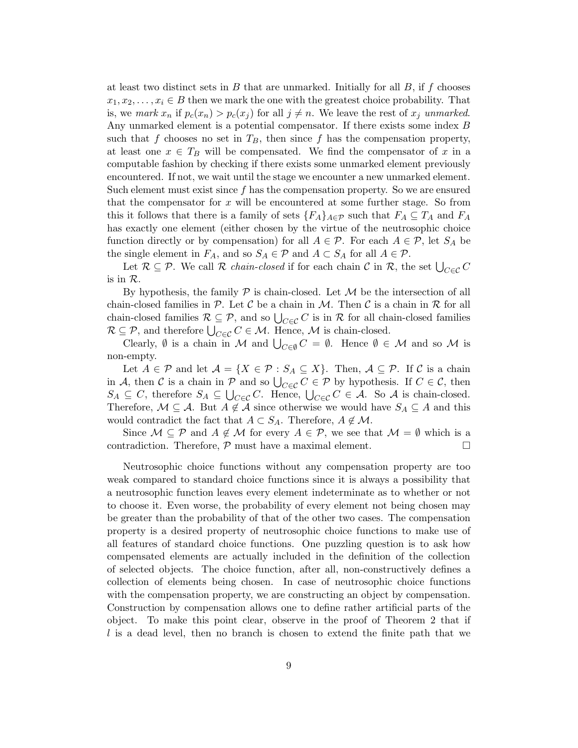at least two distinct sets in $B$ that are unmarked. Initially for all $B$, if $f$ chooses $x_1, x_2, \ldots, x_i \in B$ then we mark the one with the greatest choice probability. That is, we *mark* $x_n$ if $p_c(x_n) > p_c(x_j)$ for all $j \neq n$. We leave the rest of $x_j$ *unmarked*. Any unmarked element is a potential compensator. If there exists some index $B$ such that $f$ chooses no set in $T_B$, then since $f$ has the compensation property, at least one $x \in T_B$ will be compensated. We find the compensator of $x$ in a computable fashion by checking if there exists some unmarked element previously encountered. If not, we wait until the stage we encounter a new unmarked element. Such element must exist since $f$ has the compensation property. So we are ensured that the compensator for $x$ will be encountered at some further stage. So from this it follows that there is a family of sets $\{F_A\}_{A \in \mathcal{P}}$ such that $F_A \subseteq T_A$ and $F_A$ has exactly one element (either chosen by the virtue of the neutrosophic choice function directly or by compensation) for all $A \in \mathcal{P}$. For each $A \in \mathcal{P}$, let $S_A$ be the single element in $F_A$, and so $S_A \in \mathcal{P}$ and $A \subset S_A$ for all $A \in \mathcal{P}$.

Let $\mathcal{R} \subseteq \mathcal{P}$. We call $\mathcal{R}$ *chain-closed* if for each chain $\mathcal{C}$ in $\mathcal{R}$, the set $\bigcup_{C \in \mathcal{C}} C$ is in $\mathcal{R}$.

By hypothesis, the family $\mathcal{P}$ is chain-closed. Let $\mathcal{M}$ be the intersection of all chain-closed families in $\mathcal{P}$. Let $\mathcal{C}$ be a chain in $\mathcal{M}$. Then $\mathcal{C}$ is a chain in $\mathcal{R}$ for all chain-closed families $\mathcal{R} \subseteq \mathcal{P}$, and so $\bigcup_{C \in \mathcal{C}} C$ is in $\mathcal{R}$ for all chain-closed families $\mathcal{R} \subseteq \mathcal{P}$, and therefore $\bigcup_{C \in \mathcal{C}} C \in \mathcal{M}$. Hence, $\mathcal{M}$ is chain-closed.

Clearly, $\emptyset$ is a chain in $\mathcal{M}$ and $\bigcup_{C \in \emptyset} C = \emptyset$. Hence $\emptyset \in \mathcal{M}$ and so $\mathcal{M}$ is non-empty.

Let $A \in \mathcal{P}$ and let $\mathcal{A} = \{X \in \mathcal{P} : S_A \subseteq X\}$. Then, $\mathcal{A} \subseteq \mathcal{P}$. If $\mathcal{C}$ is a chain in $\mathcal{A}$, then $\mathcal{C}$ is a chain in $\mathcal{P}$ and so $\bigcup_{C \in \mathcal{C}} C \in \mathcal{P}$ by hypothesis. If $C \in \mathcal{C}$, then $S_A \subseteq C$, therefore $S_A \subseteq \bigcup_{C \in \mathcal{C}} C$. Hence, $\bigcup_{C \in \mathcal{C}} C \in \mathcal{A}$. So $\mathcal{A}$ is chain-closed. Therefore, $\mathcal{M} \subseteq \mathcal{A}$. But $A \notin \mathcal{A}$ since otherwise we would have $S_A \subseteq A$ and this would contradict the fact that $A \subset S_A$. Therefore, $A \notin \mathcal{M}$.

Since $\mathcal{M} \subseteq \mathcal{P}$ and $A \notin \mathcal{M}$ for every $A \in \mathcal{P}$, we see that $\mathcal{M} = \emptyset$ which is a contradiction. Therefore, $\mathcal{P}$ must have a maximal element. □

Neutrosophic choice functions without any compensation property are too weak compared to standard choice functions since it is always a possibility that a neutrosophic function leaves every element indeterminate as to whether or not to choose it. Even worse, the probability of every element not being chosen may be greater than the probability of that of the other two cases. The compensation property is a desired property of neutrosophic choice functions to make use of all features of standard choice functions. One puzzling question is to ask how compensated elements are actually included in the definition of the collection of selected objects. The choice function, after all, non-constructively defines a collection of elements being chosen. In case of neutrosophic choice functions with the compensation property, we are constructing an object by compensation. Construction by compensation allows one to define rather artificial parts of the object. To make this point clear, observe in the proof of Theorem 2 that if $l$ is a dead level, then no branch is chosen to extend the finite path that we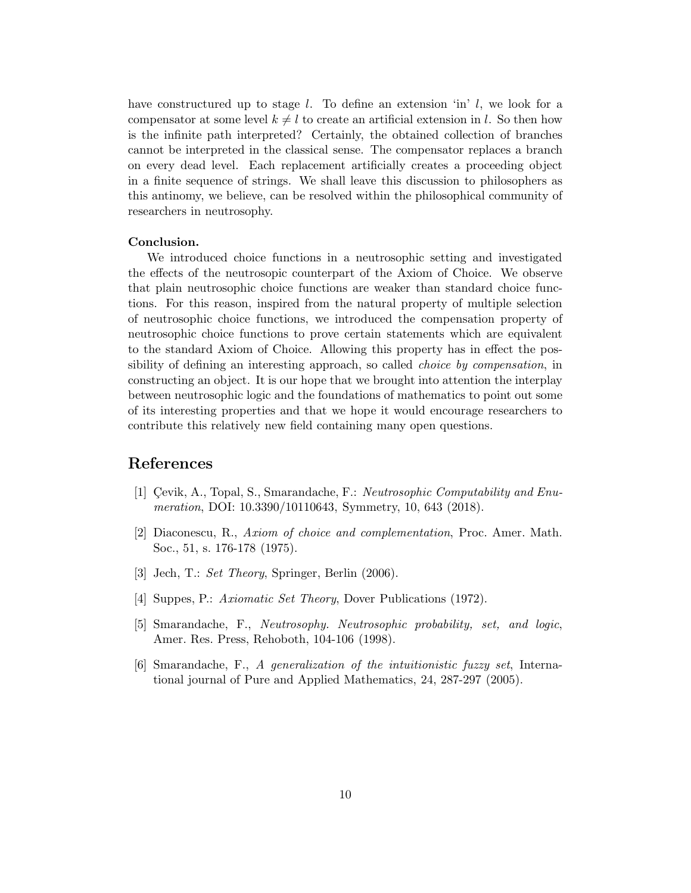have constructured up to stage $l$. To define an extension 'in' $l$, we look for a compensator at some level $k \neq l$ to create an artificial extension in $l$. So then how is the infinite path interpreted? Certainly, the obtained collection of branches cannot be interpreted in the classical sense. The compensator replaces a branch on every dead level. Each replacement artificially creates a proceeding object in a finite sequence of strings. We shall leave this discussion to philosophers as this antinomy, we believe, can be resolved within the philosophical community of researchers in neutrosophy.

**Conclusion.**

We introduced choice functions in a neutrosophic setting and investigated the effects of the neutrosopic counterpart of the Axiom of Choice. We observe that plain neutrosophic choice functions are weaker than standard choice functions. For this reason, inspired from the natural property of multiple selection of neutrosophic choice functions, we introduced the compensation property of neutrosophic choice functions to prove certain statements which are equivalent to the standard Axiom of Choice. Allowing this property has in effect the possibility of defining an interesting approach, so called *choice by compensation*, in constructing an object. It is our hope that we brought into attention the interplay between neutrosophic logic and the foundations of mathematics to point out some of its interesting properties and that we hope it would encourage researchers to contribute this relatively new field containing many open questions.

## References

[1] Çevik, A., Topal, S., Smarandache, F.: *Neutrosophic Computability and Enumeration*, DOI: 10.3390/10110643, Symmetry, 10, 643 (2018).

[2] Diaconescu, R., *Axiom of choice and complementation*, Proc. Amer. Math. Soc., 51, s. 176-178 (1975).

[3] Jech, T.: *Set Theory*, Springer, Berlin (2006).

[4] Suppes, P.: *Axiomatic Set Theory*, Dover Publications (1972).

[5] Smarandache, F., *Neutrosophy. Neutrosophic probability, set, and logic*, Amer. Res. Press, Rehoboth, 104-106 (1998).

[6] Smarandache, F., *A generalization of the intuitionistic fuzzy set*, International journal of Pure and Applied Mathematics, 24, 287-297 (2005).